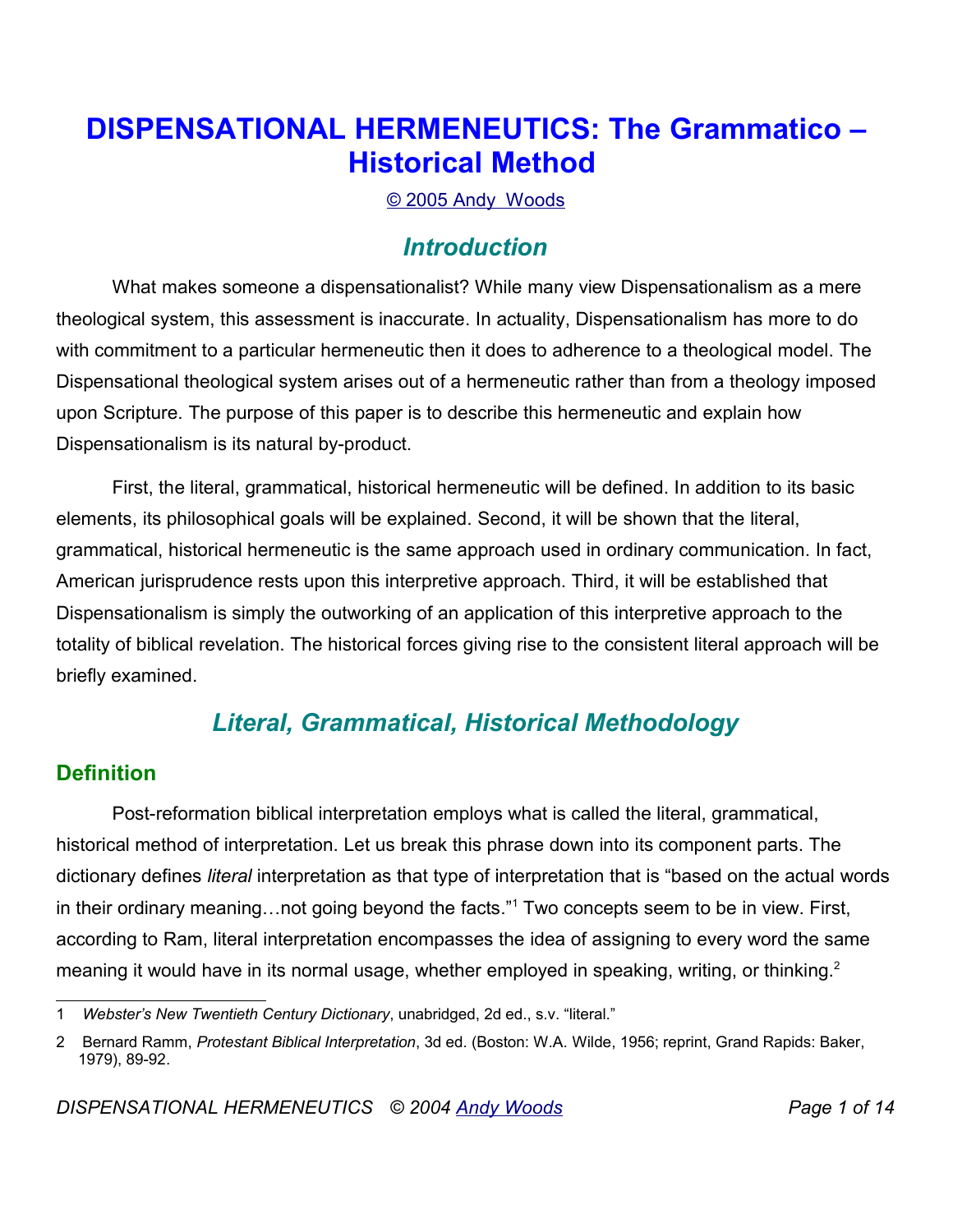# DISPENSATIONAL HERMENEUTICS: The Grammatico – Historical Method

© 2005 Andy  Woods

## Introduction

What makes someone a dispensationalist? While many view Dispensationalism as a mere theological system, this assessment is inaccurate. In actuality, Dispensationalism has more to do with commitment to a particular hermeneutic then it does to adherence to a theological model. The Dispensational theological system arises out of a hermeneutic rather than from a theology imposed upon Scripture. The purpose of this paper is to describe this hermeneutic and explain how Dispensationalism is its natural by-product.

First, the literal, grammatical, historical hermeneutic will be defined. In addition to its basic elements, its philosophical goals will be explained. Second, it will be shown that the literal, grammatical, historical hermeneutic is the same approach used in ordinary communication. In fact, American jurisprudence rests upon this interpretive approach. Third, it will be established that Dispensationalism is simply the outworking of an application of this interpretive approach to the totality of biblical revelation. The historical forces giving rise to the consistent literal approach will be briefly examined.

## Literal, Grammatical, Historical Methodology

### Definition

Post-reformation biblical interpretation employs what is called the literal, grammatical, historical method of interpretation. Let us break this phrase down into its component parts. The dictionary defines *literal* interpretation as that type of interpretation that is "based on the actual words in their ordinary meaning…not going beyond the facts."[1] Two concepts seem to be in view. First, according to Ram, literal interpretation encompasses the idea of assigning to every word the same meaning it would have in its normal usage, whether employed in speaking, writing, or thinking.[2]

---

1 *Webster's New Twentieth Century Dictionary*, unabridged, 2d ed., s.v. "literal."

2 Bernard Ramm, *Protestant Biblical Interpretation*, 3d ed. (Boston: W.A. Wilde, 1956; reprint, Grand Rapids: Baker, 1979), 89-92.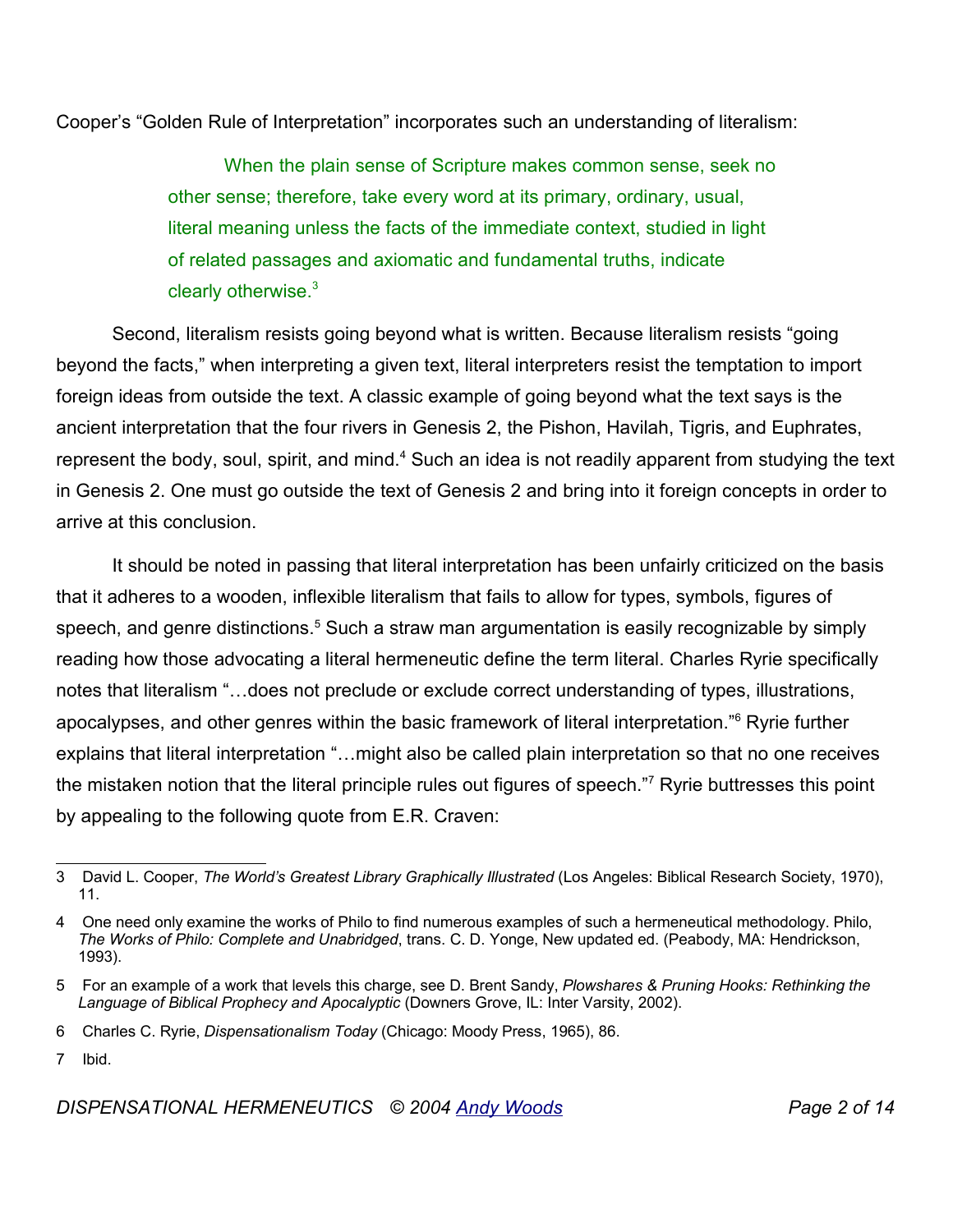Cooper's "Golden Rule of Interpretation" incorporates such an understanding of literalism:

> When the plain sense of Scripture makes common sense, seek no other sense; therefore, take every word at its primary, ordinary, usual, literal meaning unless the facts of the immediate context, studied in light of related passages and axiomatic and fundamental truths, indicate clearly otherwise.[3]

Second, literalism resists going beyond what is written. Because literalism resists "going beyond the facts," when interpreting a given text, literal interpreters resist the temptation to import foreign ideas from outside the text. A classic example of going beyond what the text says is the ancient interpretation that the four rivers in Genesis 2, the Pishon, Havilah, Tigris, and Euphrates, represent the body, soul, spirit, and mind.[4] Such an idea is not readily apparent from studying the text in Genesis 2. One must go outside the text of Genesis 2 and bring into it foreign concepts in order to arrive at this conclusion.

It should be noted in passing that literal interpretation has been unfairly criticized on the basis that it adheres to a wooden, inflexible literalism that fails to allow for types, symbols, figures of speech, and genre distinctions.[5] Such a straw man argumentation is easily recognizable by simply reading how those advocating a literal hermeneutic define the term literal. Charles Ryrie specifically notes that literalism "…does not preclude or exclude correct understanding of types, illustrations, apocalypses, and other genres within the basic framework of literal interpretation."[6] Ryrie further explains that literal interpretation "…might also be called plain interpretation so that no one receives the mistaken notion that the literal principle rules out figures of speech."[7] Ryrie buttresses this point by appealing to the following quote from E.R. Craven:

---

3 David L. Cooper, *The World's Greatest Library Graphically Illustrated* (Los Angeles: Biblical Research Society, 1970), 11.

4 One need only examine the works of Philo to find numerous examples of such a hermeneutical methodology. Philo, *The Works of Philo: Complete and Unabridged*, trans. C. D. Yonge, New updated ed. (Peabody, MA: Hendrickson, 1993).

5 For an example of a work that levels this charge, see D. Brent Sandy, *Plowshares & Pruning Hooks: Rethinking the Language of Biblical Prophecy and Apocalyptic* (Downers Grove, IL: Inter Varsity, 2002).

6 Charles C. Ryrie, *Dispensationalism Today* (Chicago: Moody Press, 1965), 86.

7 Ibid.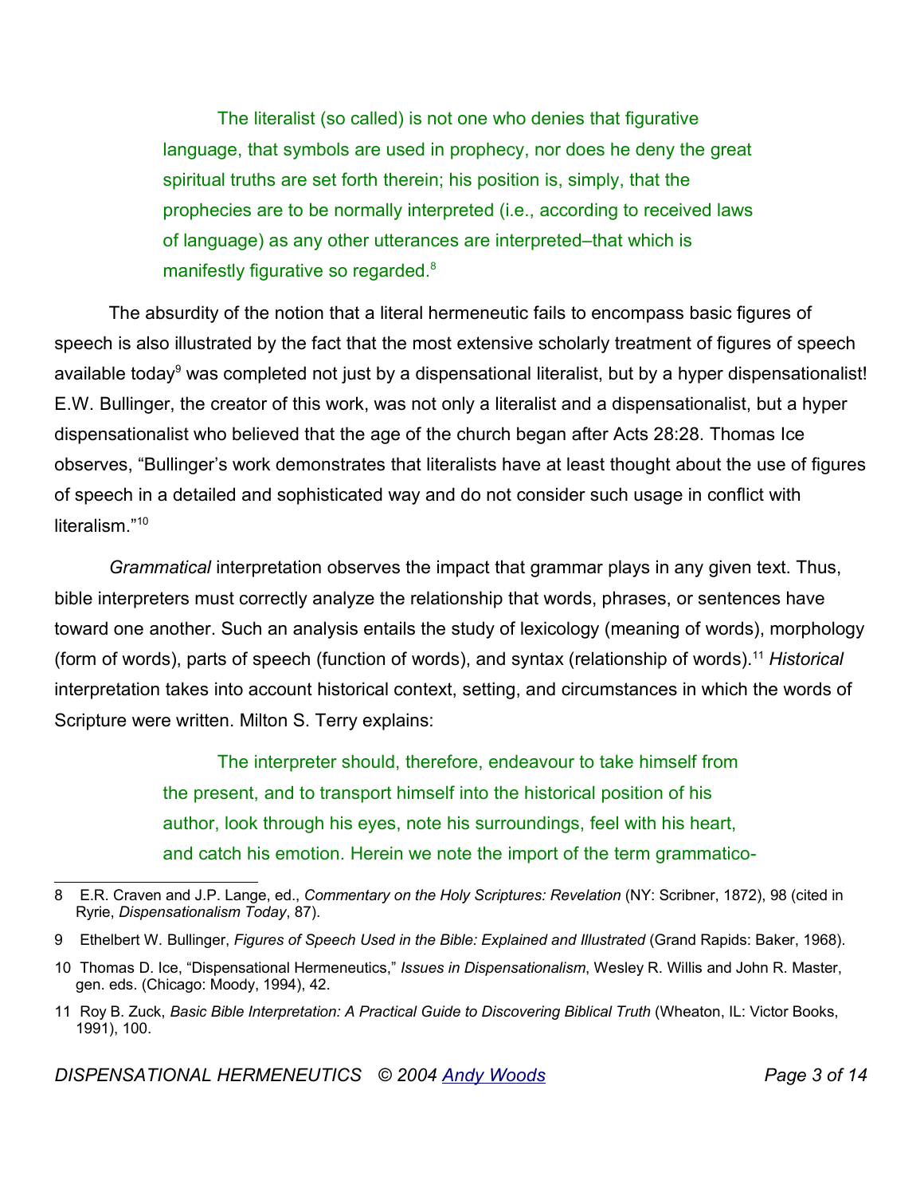> The literalist (so called) is not one who denies that figurative language, that symbols are used in prophecy, nor does he deny the great spiritual truths are set forth therein; his position is, simply, that the prophecies are to be normally interpreted (i.e., according to received laws of language) as any other utterances are interpreted–that which is manifestly figurative so regarded.[8]

The absurdity of the notion that a literal hermeneutic fails to encompass basic figures of speech is also illustrated by the fact that the most extensive scholarly treatment of figures of speech available today[9] was completed not just by a dispensational literalist, but by a hyper dispensationalist! E.W. Bullinger, the creator of this work, was not only a literalist and a dispensationalist, but a hyper dispensationalist who believed that the age of the church began after Acts 28:28. Thomas Ice observes, "Bullinger's work demonstrates that literalists have at least thought about the use of figures of speech in a detailed and sophisticated way and do not consider such usage in conflict with literalism."[10]

*Grammatical* interpretation observes the impact that grammar plays in any given text. Thus, bible interpreters must correctly analyze the relationship that words, phrases, or sentences have toward one another. Such an analysis entails the study of lexicology (meaning of words), morphology (form of words), parts of speech (function of words), and syntax (relationship of words).[11] *Historical* interpretation takes into account historical context, setting, and circumstances in which the words of Scripture were written. Milton S. Terry explains:

> The interpreter should, therefore, endeavour to take himself from the present, and to transport himself into the historical position of his author, look through his eyes, note his surroundings, feel with his heart, and catch his emotion. Herein we note the import of the term grammatico-

---

8 E.R. Craven and J.P. Lange, ed., *Commentary on the Holy Scriptures: Revelation* (NY: Scribner, 1872), 98 (cited in Ryrie, *Dispensationalism Today*, 87).

9 Ethelbert W. Bullinger, *Figures of Speech Used in the Bible: Explained and Illustrated* (Grand Rapids: Baker, 1968).

10 Thomas D. Ice, "Dispensational Hermeneutics," *Issues in Dispensationalism*, Wesley R. Willis and John R. Master, gen. eds. (Chicago: Moody, 1994), 42.

11 Roy B. Zuck, *Basic Bible Interpretation: A Practical Guide to Discovering Biblical Truth* (Wheaton, IL: Victor Books, 1991), 100.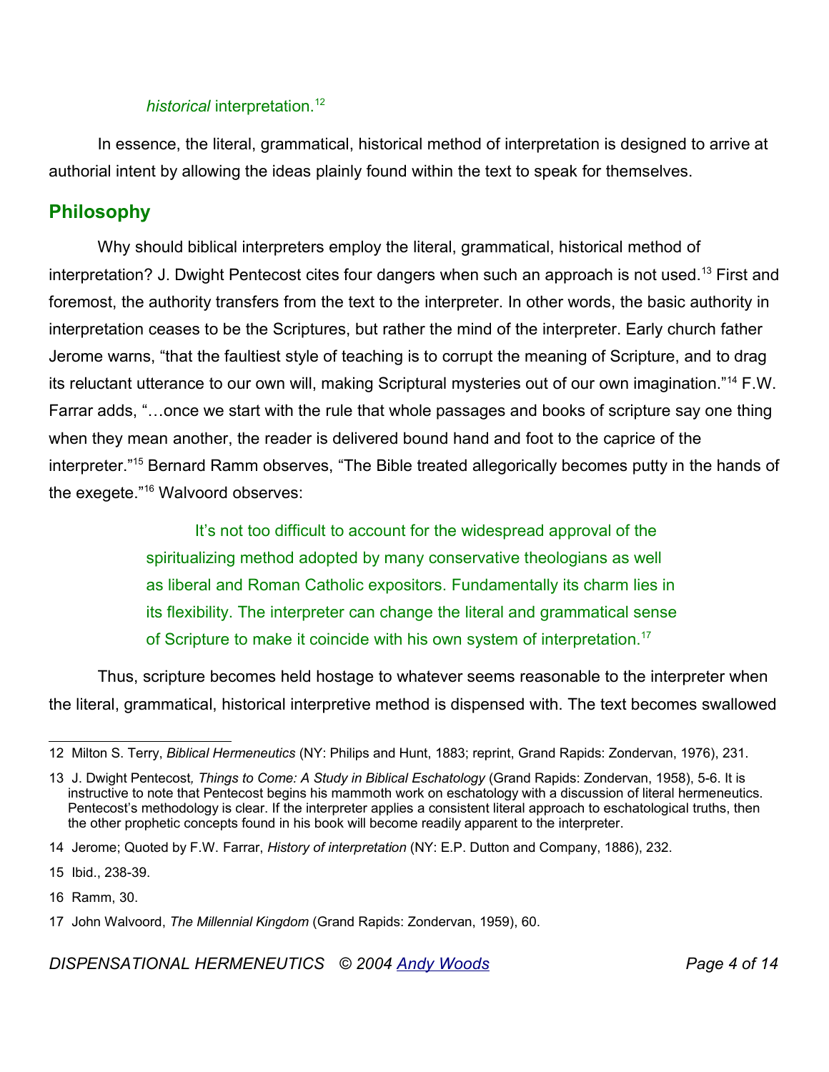*historical* interpretation.[12]

In essence, the literal, grammatical, historical method of interpretation is designed to arrive at authorial intent by allowing the ideas plainly found within the text to speak for themselves.

## Philosophy

Why should biblical interpreters employ the literal, grammatical, historical method of interpretation? J. Dwight Pentecost cites four dangers when such an approach is not used.[13] First and foremost, the authority transfers from the text to the interpreter. In other words, the basic authority in interpretation ceases to be the Scriptures, but rather the mind of the interpreter. Early church father Jerome warns, "that the faultiest style of teaching is to corrupt the meaning of Scripture, and to drag its reluctant utterance to our own will, making Scriptural mysteries out of our own imagination."[14] F.W. Farrar adds, "…once we start with the rule that whole passages and books of scripture say one thing when they mean another, the reader is delivered bound hand and foot to the caprice of the interpreter."[15] Bernard Ramm observes, "The Bible treated allegorically becomes putty in the hands of the exegete."[16] Walvoord observes:

> It's not too difficult to account for the widespread approval of the spiritualizing method adopted by many conservative theologians as well as liberal and Roman Catholic expositors. Fundamentally its charm lies in its flexibility. The interpreter can change the literal and grammatical sense of Scripture to make it coincide with his own system of interpretation.[17]

Thus, scripture becomes held hostage to whatever seems reasonable to the interpreter when the literal, grammatical, historical interpretive method is dispensed with. The text becomes swallowed

---

12 Milton S. Terry, *Biblical Hermeneutics* (NY: Philips and Hunt, 1883; reprint, Grand Rapids: Zondervan, 1976), 231.

13 J. Dwight Pentecost*, Things to Come: A Study in Biblical Eschatology* (Grand Rapids: Zondervan, 1958), 5-6. It is instructive to note that Pentecost begins his mammoth work on eschatology with a discussion of literal hermeneutics. Pentecost's methodology is clear. If the interpreter applies a consistent literal approach to eschatological truths, then the other prophetic concepts found in his book will become readily apparent to the interpreter.

14 Jerome; Quoted by F.W. Farrar, *History of interpretation* (NY: E.P. Dutton and Company, 1886), 232.

15 Ibid., 238-39.

16 Ramm, 30.

17 John Walvoord, *The Millennial Kingdom* (Grand Rapids: Zondervan, 1959), 60.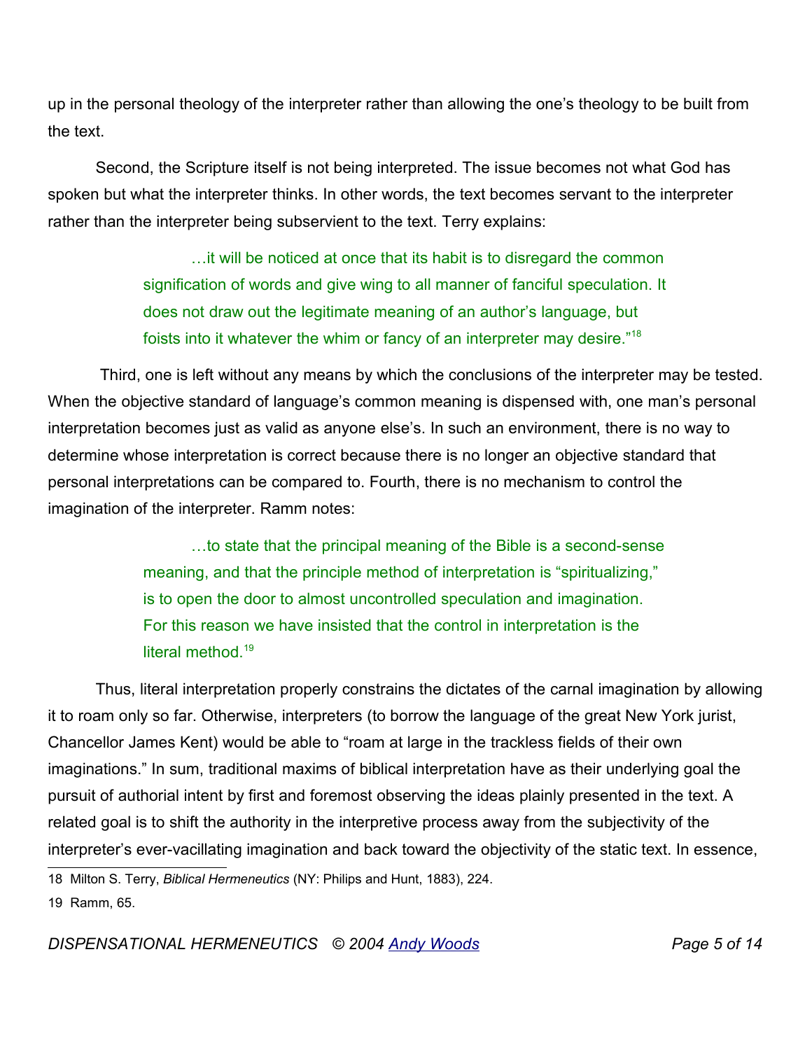up in the personal theology of the interpreter rather than allowing the one's theology to be built from the text.

Second, the Scripture itself is not being interpreted. The issue becomes not what God has spoken but what the interpreter thinks. In other words, the text becomes servant to the interpreter rather than the interpreter being subservient to the text. Terry explains:

> …it will be noticed at once that its habit is to disregard the common signification of words and give wing to all manner of fanciful speculation. It does not draw out the legitimate meaning of an author's language, but foists into it whatever the whim or fancy of an interpreter may desire."[18]

Third, one is left without any means by which the conclusions of the interpreter may be tested. When the objective standard of language's common meaning is dispensed with, one man's personal interpretation becomes just as valid as anyone else's. In such an environment, there is no way to determine whose interpretation is correct because there is no longer an objective standard that personal interpretations can be compared to. Fourth, there is no mechanism to control the imagination of the interpreter. Ramm notes:

> …to state that the principal meaning of the Bible is a second-sense meaning, and that the principle method of interpretation is "spiritualizing," is to open the door to almost uncontrolled speculation and imagination. For this reason we have insisted that the control in interpretation is the literal method.[19]

Thus, literal interpretation properly constrains the dictates of the carnal imagination by allowing it to roam only so far. Otherwise, interpreters (to borrow the language of the great New York jurist, Chancellor James Kent) would be able to "roam at large in the trackless fields of their own imaginations." In sum, traditional maxims of biblical interpretation have as their underlying goal the pursuit of authorial intent by first and foremost observing the ideas plainly presented in the text. A related goal is to shift the authority in the interpretive process away from the subjectivity of the interpreter's ever-vacillating imagination and back toward the objectivity of the static text. In essence,

---

18 Milton S. Terry, *Biblical Hermeneutics* (NY: Philips and Hunt, 1883), 224.

19 Ramm, 65.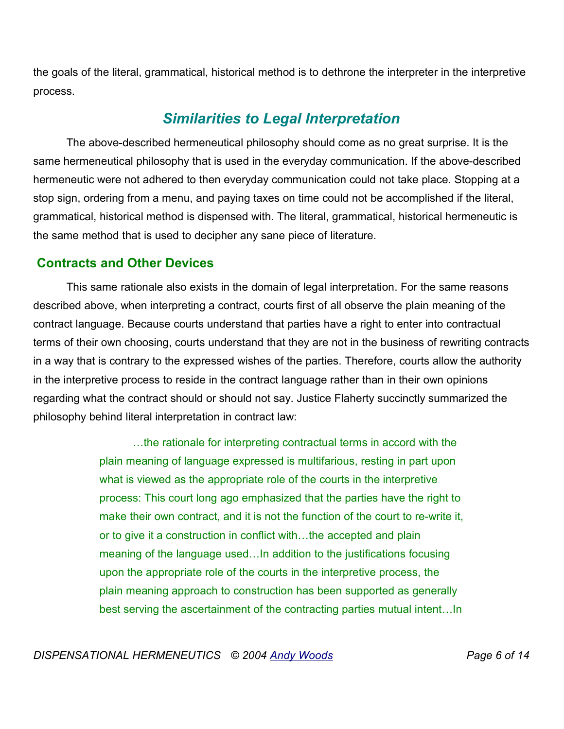the goals of the literal, grammatical, historical method is to dethrone the interpreter in the interpretive process.

## *Similarities to Legal Interpretation*

The above-described hermeneutical philosophy should come as no great surprise. It is the same hermeneutical philosophy that is used in the everyday communication. If the above-described hermeneutic were not adhered to then everyday communication could not take place. Stopping at a stop sign, ordering from a menu, and paying taxes on time could not be accomplished if the literal, grammatical, historical method is dispensed with. The literal, grammatical, historical hermeneutic is the same method that is used to decipher any sane piece of literature.

### Contracts and Other Devices

This same rationale also exists in the domain of legal interpretation. For the same reasons described above, when interpreting a contract, courts first of all observe the plain meaning of the contract language. Because courts understand that parties have a right to enter into contractual terms of their own choosing, courts understand that they are not in the business of rewriting contracts in a way that is contrary to the expressed wishes of the parties. Therefore, courts allow the authority in the interpretive process to reside in the contract language rather than in their own opinions regarding what the contract should or should not say. Justice Flaherty succinctly summarized the philosophy behind literal interpretation in contract law:

> …the rationale for interpreting contractual terms in accord with the plain meaning of language expressed is multifarious, resting in part upon what is viewed as the appropriate role of the courts in the interpretive process: This court long ago emphasized that the parties have the right to make their own contract, and it is not the function of the court to re-write it, or to give it a construction in conflict with…the accepted and plain meaning of the language used…In addition to the justifications focusing upon the appropriate role of the courts in the interpretive process, the plain meaning approach to construction has been supported as generally best serving the ascertainment of the contracting parties mutual intent…In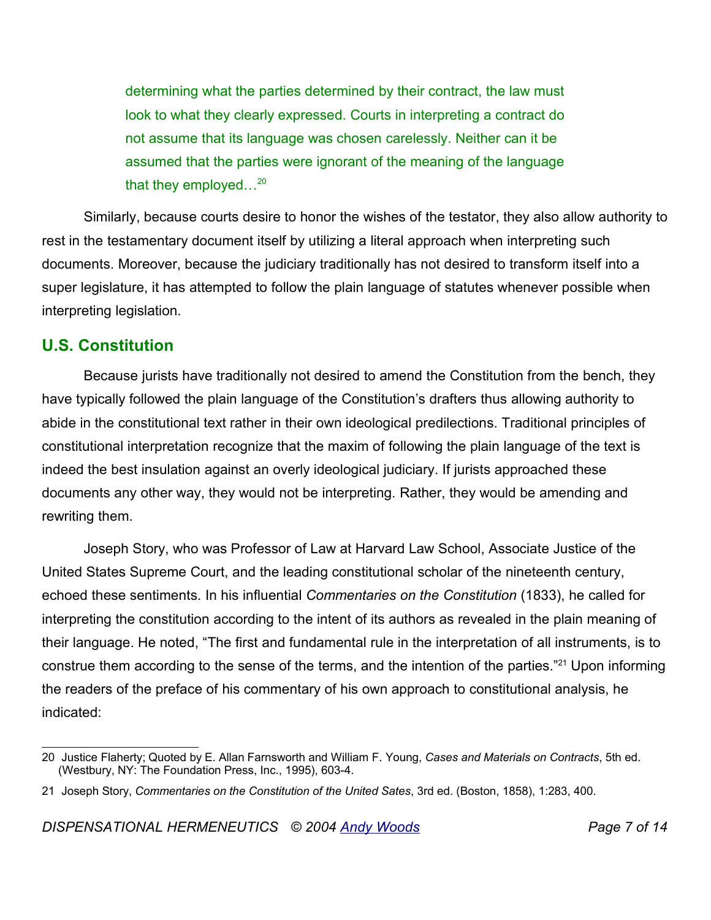> determining what the parties determined by their contract, the law must look to what they clearly expressed. Courts in interpreting a contract do not assume that its language was chosen carelessly. Neither can it be assumed that the parties were ignorant of the meaning of the language that they employed…[20]

Similarly, because courts desire to honor the wishes of the testator, they also allow authority to rest in the testamentary document itself by utilizing a literal approach when interpreting such documents. Moreover, because the judiciary traditionally has not desired to transform itself into a super legislature, it has attempted to follow the plain language of statutes whenever possible when interpreting legislation.

## U.S. Constitution

Because jurists have traditionally not desired to amend the Constitution from the bench, they have typically followed the plain language of the Constitution's drafters thus allowing authority to abide in the constitutional text rather in their own ideological predilections. Traditional principles of constitutional interpretation recognize that the maxim of following the plain language of the text is indeed the best insulation against an overly ideological judiciary. If jurists approached these documents any other way, they would not be interpreting. Rather, they would be amending and rewriting them.

Joseph Story, who was Professor of Law at Harvard Law School, Associate Justice of the United States Supreme Court, and the leading constitutional scholar of the nineteenth century, echoed these sentiments. In his influential *Commentaries on the Constitution* (1833), he called for interpreting the constitution according to the intent of its authors as revealed in the plain meaning of their language. He noted, "The first and fundamental rule in the interpretation of all instruments, is to construe them according to the sense of the terms, and the intention of the parties."[21] Upon informing the readers of the preface of his commentary of his own approach to constitutional analysis, he indicated:

---

20 Justice Flaherty; Quoted by E. Allan Farnsworth and William F. Young, *Cases and Materials on Contracts*, 5th ed. (Westbury, NY: The Foundation Press, Inc., 1995), 603-4.

21 Joseph Story, *Commentaries on the Constitution of the United Sates*, 3rd ed. (Boston, 1858), 1:283, 400.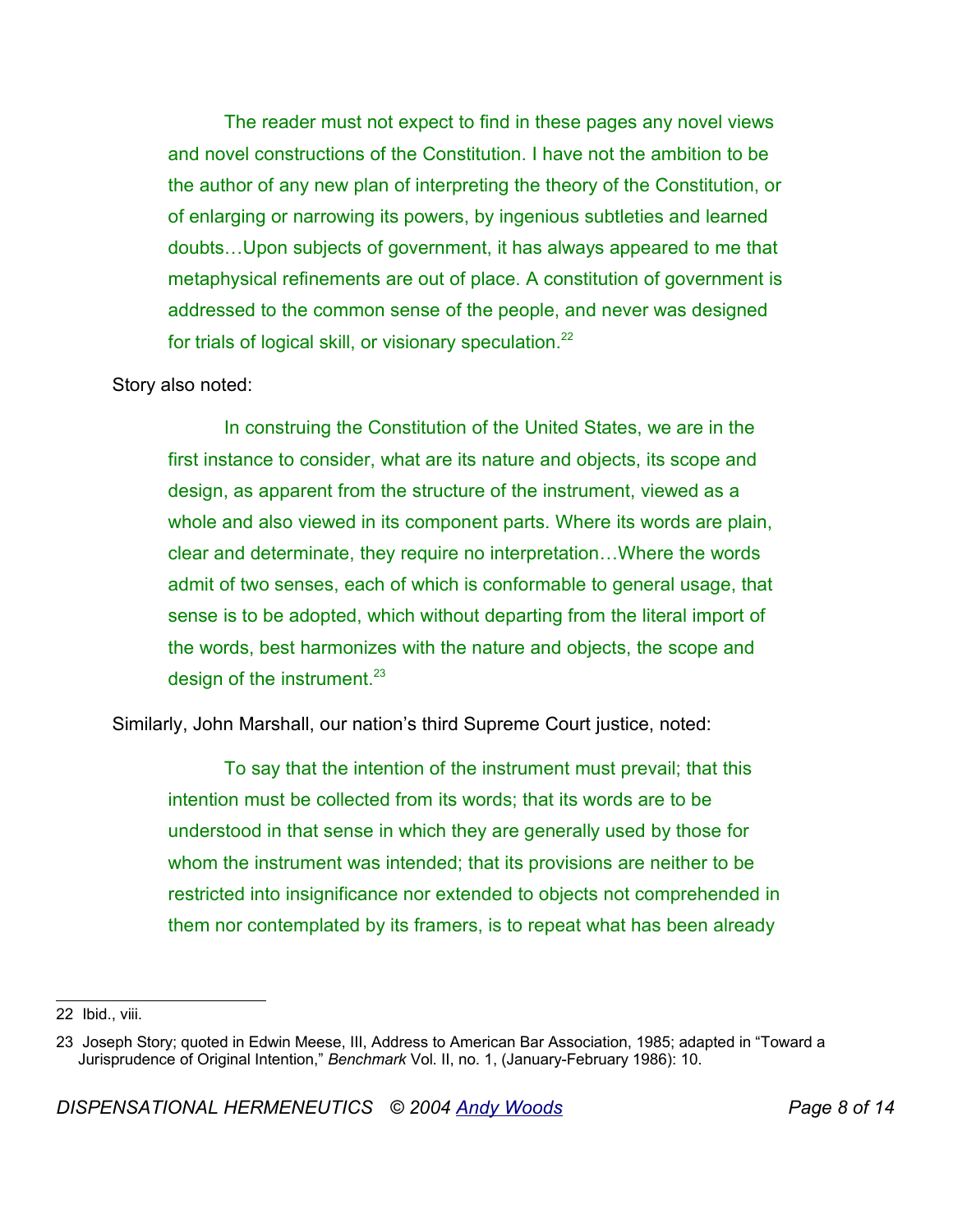> The reader must not expect to find in these pages any novel views and novel constructions of the Constitution. I have not the ambition to be the author of any new plan of interpreting the theory of the Constitution, or of enlarging or narrowing its powers, by ingenious subtleties and learned doubts…Upon subjects of government, it has always appeared to me that metaphysical refinements are out of place. A constitution of government is addressed to the common sense of the people, and never was designed for trials of logical skill, or visionary speculation.[22]

Story also noted:

> In construing the Constitution of the United States, we are in the first instance to consider, what are its nature and objects, its scope and design, as apparent from the structure of the instrument, viewed as a whole and also viewed in its component parts. Where its words are plain, clear and determinate, they require no interpretation…Where the words admit of two senses, each of which is conformable to general usage, that sense is to be adopted, which without departing from the literal import of the words, best harmonizes with the nature and objects, the scope and design of the instrument.[23]

Similarly, John Marshall, our nation's third Supreme Court justice, noted:

> To say that the intention of the instrument must prevail; that this intention must be collected from its words; that its words are to be understood in that sense in which they are generally used by those for whom the instrument was intended; that its provisions are neither to be restricted into insignificance nor extended to objects not comprehended in them nor contemplated by its framers, is to repeat what has been already

---

22 Ibid., viii.

23 Joseph Story; quoted in Edwin Meese, III, Address to American Bar Association, 1985; adapted in "Toward a Jurisprudence of Original Intention," *Benchmark* Vol. II, no. 1, (January-February 1986): 10.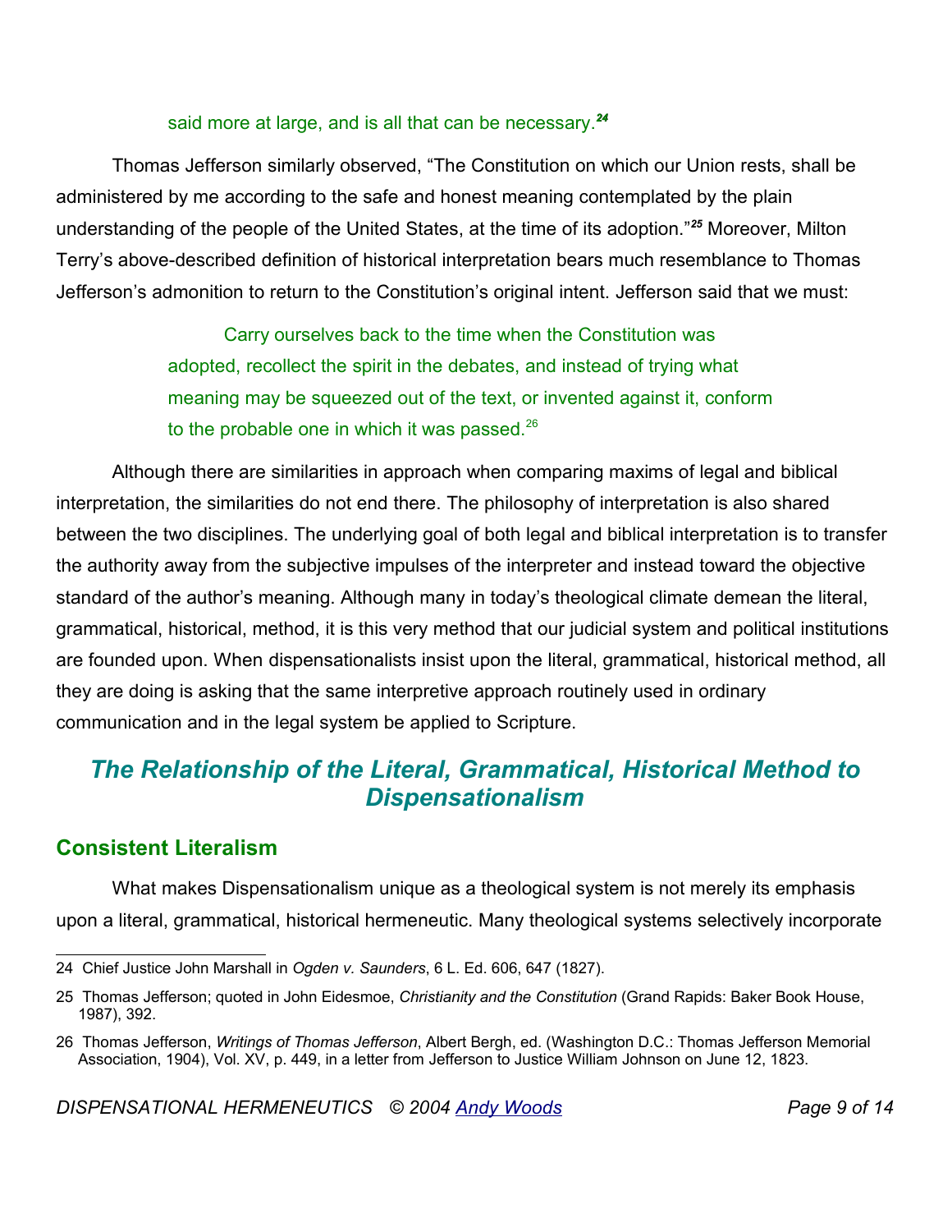> said more at large, and is all that can be necessary.[24]

Thomas Jefferson similarly observed, "The Constitution on which our Union rests, shall be administered by me according to the safe and honest meaning contemplated by the plain understanding of the people of the United States, at the time of its adoption."[25] Moreover, Milton Terry's above-described definition of historical interpretation bears much resemblance to Thomas Jefferson's admonition to return to the Constitution's original intent. Jefferson said that we must:

> Carry ourselves back to the time when the Constitution was adopted, recollect the spirit in the debates, and instead of trying what meaning may be squeezed out of the text, or invented against it, conform to the probable one in which it was passed.[26]

Although there are similarities in approach when comparing maxims of legal and biblical interpretation, the similarities do not end there. The philosophy of interpretation is also shared between the two disciplines. The underlying goal of both legal and biblical interpretation is to transfer the authority away from the subjective impulses of the interpreter and instead toward the objective standard of the author's meaning. Although many in today's theological climate demean the literal, grammatical, historical, method, it is this very method that our judicial system and political institutions are founded upon. When dispensationalists insist upon the literal, grammatical, historical method, all they are doing is asking that the same interpretive approach routinely used in ordinary communication and in the legal system be applied to Scripture.

## *The Relationship of the Literal, Grammatical, Historical Method to Dispensationalism*

### Consistent Literalism

What makes Dispensationalism unique as a theological system is not merely its emphasis upon a literal, grammatical, historical hermeneutic. Many theological systems selectively incorporate

---

24 Chief Justice John Marshall in *Ogden v. Saunders*, 6 L. Ed. 606, 647 (1827).

25 Thomas Jefferson; quoted in John Eidesmoe, *Christianity and the Constitution* (Grand Rapids: Baker Book House, 1987), 392.

26 Thomas Jefferson, *Writings of Thomas Jefferson*, Albert Bergh, ed. (Washington D.C.: Thomas Jefferson Memorial Association, 1904), Vol. XV, p. 449, in a letter from Jefferson to Justice William Johnson on June 12, 1823.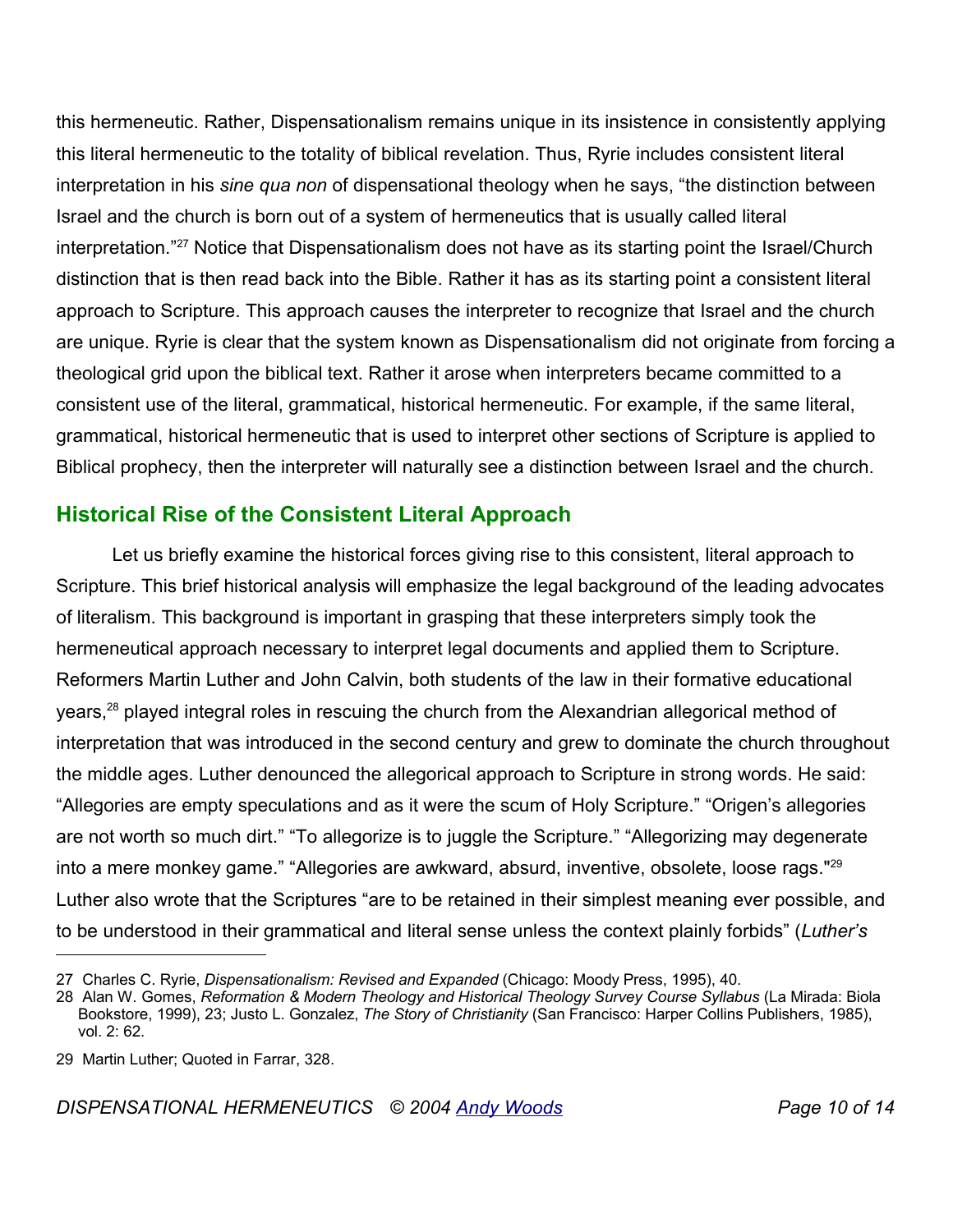this hermeneutic. Rather, Dispensationalism remains unique in its insistence in consistently applying this literal hermeneutic to the totality of biblical revelation. Thus, Ryrie includes consistent literal interpretation in his *sine qua non* of dispensational theology when he says, "the distinction between Israel and the church is born out of a system of hermeneutics that is usually called literal interpretation."[27] Notice that Dispensationalism does not have as its starting point the Israel/Church distinction that is then read back into the Bible. Rather it has as its starting point a consistent literal approach to Scripture. This approach causes the interpreter to recognize that Israel and the church are unique. Ryrie is clear that the system known as Dispensationalism did not originate from forcing a theological grid upon the biblical text. Rather it arose when interpreters became committed to a consistent use of the literal, grammatical, historical hermeneutic. For example, if the same literal, grammatical, historical hermeneutic that is used to interpret other sections of Scripture is applied to Biblical prophecy, then the interpreter will naturally see a distinction between Israel and the church.

## Historical Rise of the Consistent Literal Approach

Let us briefly examine the historical forces giving rise to this consistent, literal approach to Scripture. This brief historical analysis will emphasize the legal background of the leading advocates of literalism. This background is important in grasping that these interpreters simply took the hermeneutical approach necessary to interpret legal documents and applied them to Scripture. Reformers Martin Luther and John Calvin, both students of the law in their formative educational years,[28] played integral roles in rescuing the church from the Alexandrian allegorical method of interpretation that was introduced in the second century and grew to dominate the church throughout the middle ages. Luther denounced the allegorical approach to Scripture in strong words. He said: "Allegories are empty speculations and as it were the scum of Holy Scripture." "Origen's allegories are not worth so much dirt." "To allegorize is to juggle the Scripture." "Allegorizing may degenerate into a mere monkey game." "Allegories are awkward, absurd, inventive, obsolete, loose rags."[29] Luther also wrote that the Scriptures "are to be retained in their simplest meaning ever possible, and to be understood in their grammatical and literal sense unless the context plainly forbids" (*Luther's*

---

27 Charles C. Ryrie, *Dispensationalism: Revised and Expanded* (Chicago: Moody Press, 1995), 40.

28 Alan W. Gomes, *Reformation & Modern Theology and Historical Theology Survey Course Syllabus* (La Mirada: Biola Bookstore, 1999), 23; Justo L. Gonzalez, *The Story of Christianity* (San Francisco: Harper Collins Publishers, 1985), vol. 2: 62.

29 Martin Luther; Quoted in Farrar, 328.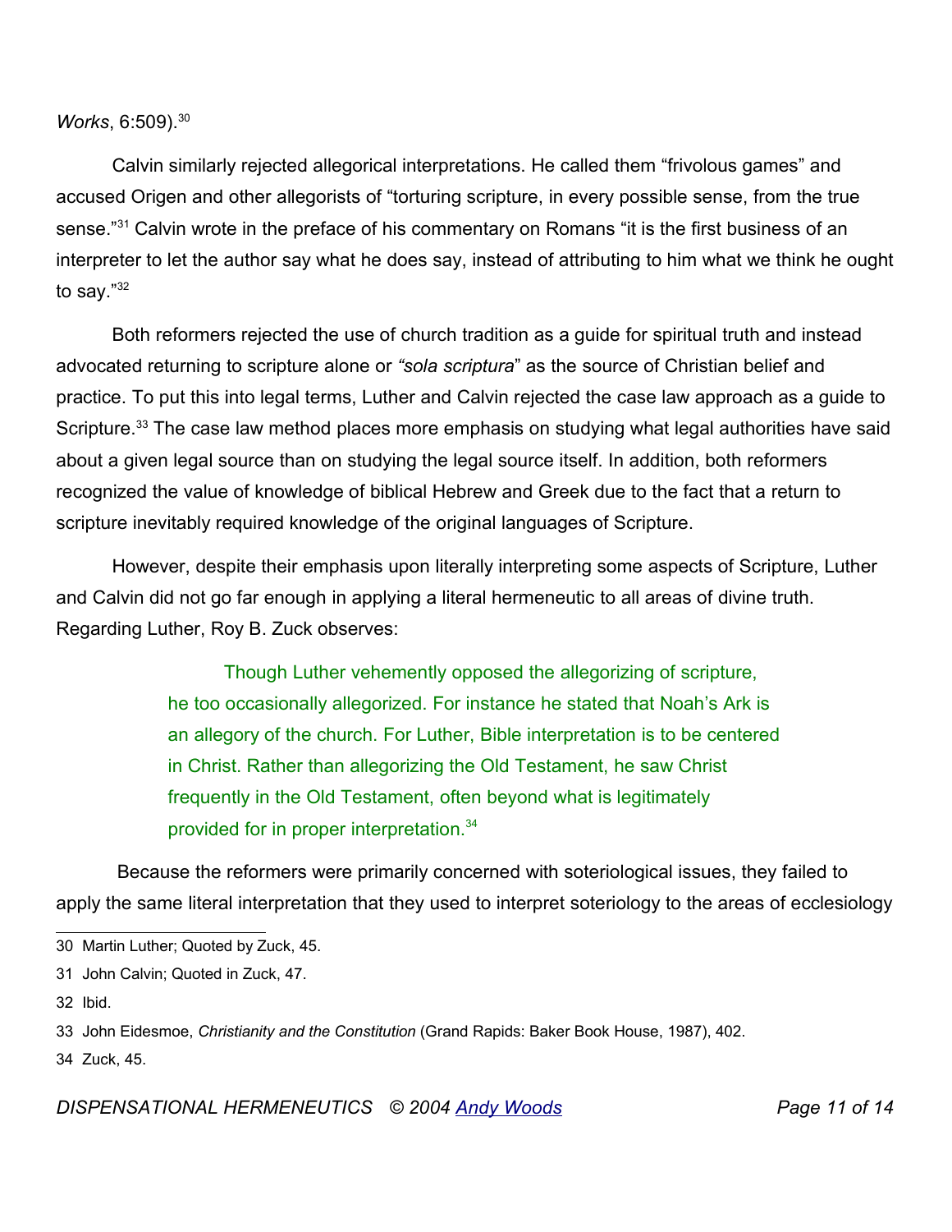*Works*, 6:509).[30]

Calvin similarly rejected allegorical interpretations. He called them "frivolous games" and accused Origen and other allegorists of "torturing scripture, in every possible sense, from the true sense."[31] Calvin wrote in the preface of his commentary on Romans "it is the first business of an interpreter to let the author say what he does say, instead of attributing to him what we think he ought to say."[32]

Both reformers rejected the use of church tradition as a guide for spiritual truth and instead advocated returning to scripture alone or *"sola scriptura*" as the source of Christian belief and practice. To put this into legal terms, Luther and Calvin rejected the case law approach as a guide to Scripture.[33] The case law method places more emphasis on studying what legal authorities have said about a given legal source than on studying the legal source itself. In addition, both reformers recognized the value of knowledge of biblical Hebrew and Greek due to the fact that a return to scripture inevitably required knowledge of the original languages of Scripture.

However, despite their emphasis upon literally interpreting some aspects of Scripture, Luther and Calvin did not go far enough in applying a literal hermeneutic to all areas of divine truth. Regarding Luther, Roy B. Zuck observes:

> Though Luther vehemently opposed the allegorizing of scripture, he too occasionally allegorized. For instance he stated that Noah's Ark is an allegory of the church. For Luther, Bible interpretation is to be centered in Christ. Rather than allegorizing the Old Testament, he saw Christ frequently in the Old Testament, often beyond what is legitimately provided for in proper interpretation.[34]

Because the reformers were primarily concerned with soteriological issues, they failed to apply the same literal interpretation that they used to interpret soteriology to the areas of ecclesiology

---

30 Martin Luther; Quoted by Zuck, 45.

31 John Calvin; Quoted in Zuck, 47.

32 Ibid.

33 John Eidesmoe, *Christianity and the Constitution* (Grand Rapids: Baker Book House, 1987), 402.

34 Zuck, 45.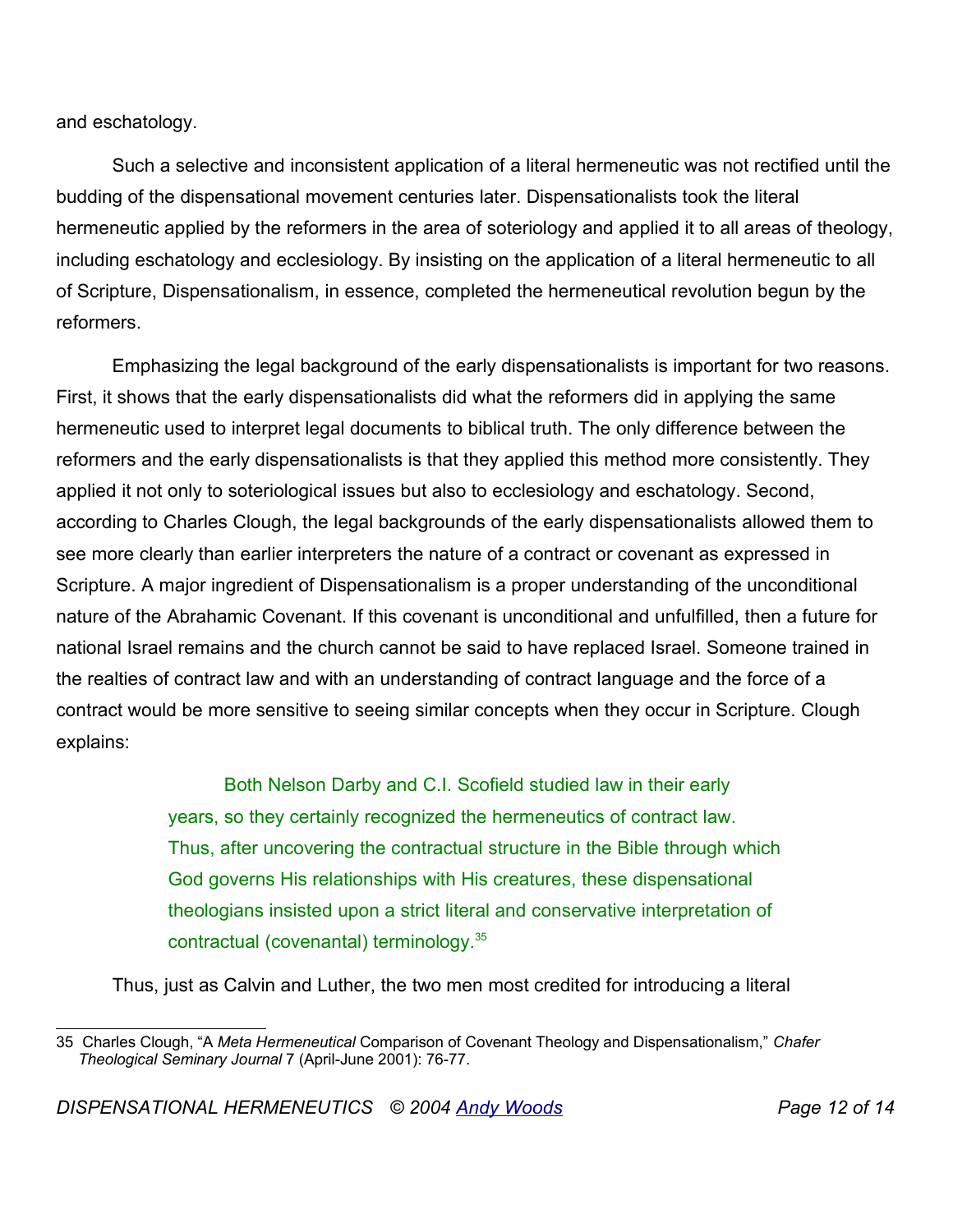and eschatology.

Such a selective and inconsistent application of a literal hermeneutic was not rectified until the budding of the dispensational movement centuries later. Dispensationalists took the literal hermeneutic applied by the reformers in the area of soteriology and applied it to all areas of theology, including eschatology and ecclesiology. By insisting on the application of a literal hermeneutic to all of Scripture, Dispensationalism, in essence, completed the hermeneutical revolution begun by the reformers.

Emphasizing the legal background of the early dispensationalists is important for two reasons. First, it shows that the early dispensationalists did what the reformers did in applying the same hermeneutic used to interpret legal documents to biblical truth. The only difference between the reformers and the early dispensationalists is that they applied this method more consistently. They applied it not only to soteriological issues but also to ecclesiology and eschatology. Second, according to Charles Clough, the legal backgrounds of the early dispensationalists allowed them to see more clearly than earlier interpreters the nature of a contract or covenant as expressed in Scripture. A major ingredient of Dispensationalism is a proper understanding of the unconditional nature of the Abrahamic Covenant. If this covenant is unconditional and unfulfilled, then a future for national Israel remains and the church cannot be said to have replaced Israel. Someone trained in the realties of contract law and with an understanding of contract language and the force of a contract would be more sensitive to seeing similar concepts when they occur in Scripture. Clough explains:

> Both Nelson Darby and C.I. Scofield studied law in their early years, so they certainly recognized the hermeneutics of contract law. Thus, after uncovering the contractual structure in the Bible through which God governs His relationships with His creatures, these dispensational theologians insisted upon a strict literal and conservative interpretation of contractual (covenantal) terminology.[35]

Thus, just as Calvin and Luther, the two men most credited for introducing a literal

---

[35] Charles Clough, "A *Meta Hermeneutical* Comparison of Covenant Theology and Dispensationalism," *Chafer Theological Seminary Journal* 7 (April-June 2001): 76-77.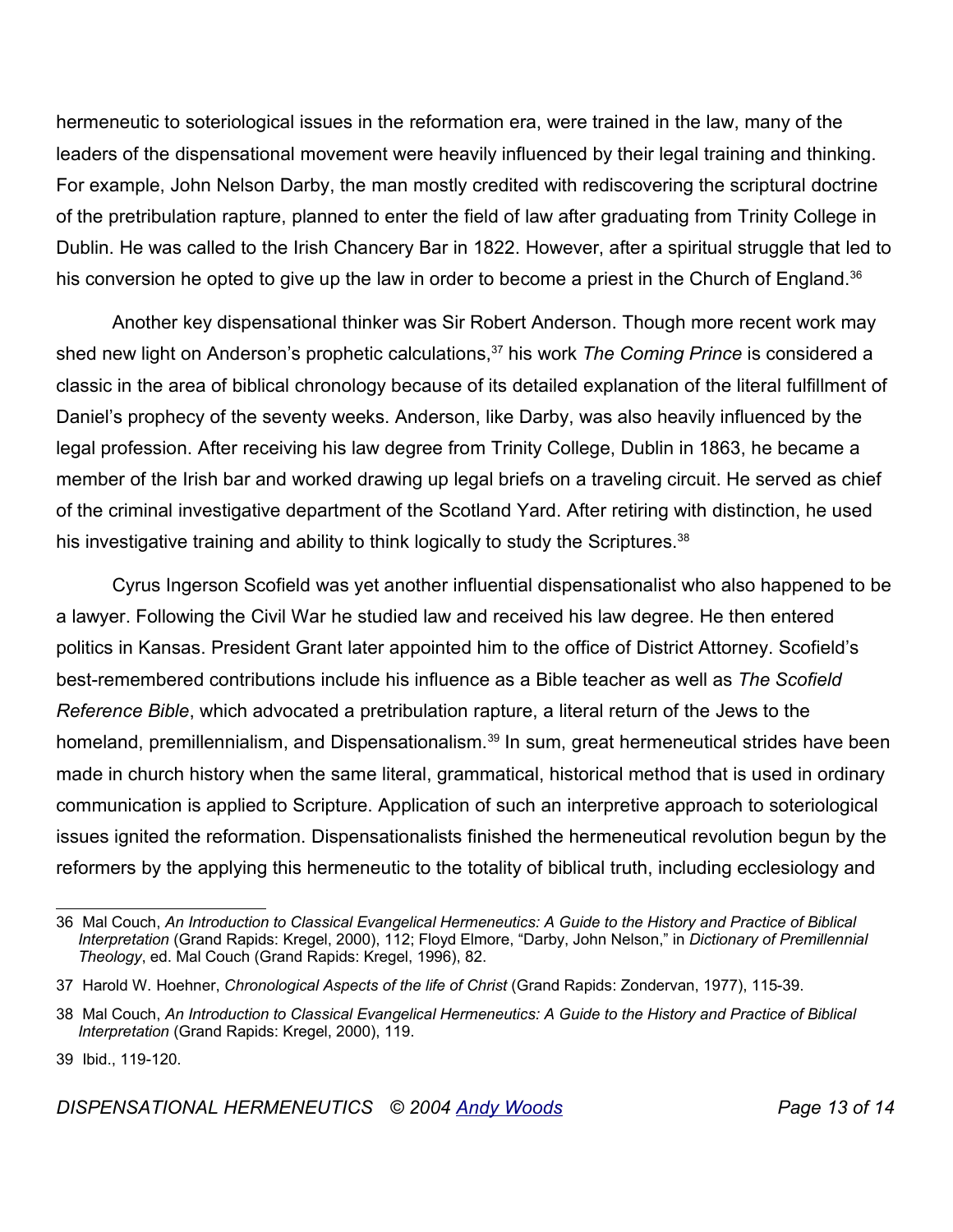hermeneutic to soteriological issues in the reformation era, were trained in the law, many of the leaders of the dispensational movement were heavily influenced by their legal training and thinking. For example, John Nelson Darby, the man mostly credited with rediscovering the scriptural doctrine of the pretribulation rapture, planned to enter the field of law after graduating from Trinity College in Dublin. He was called to the Irish Chancery Bar in 1822. However, after a spiritual struggle that led to his conversion he opted to give up the law in order to become a priest in the Church of England.[36]

Another key dispensational thinker was Sir Robert Anderson. Though more recent work may shed new light on Anderson's prophetic calculations,[37] his work *The Coming Prince* is considered a classic in the area of biblical chronology because of its detailed explanation of the literal fulfillment of Daniel's prophecy of the seventy weeks. Anderson, like Darby, was also heavily influenced by the legal profession. After receiving his law degree from Trinity College, Dublin in 1863, he became a member of the Irish bar and worked drawing up legal briefs on a traveling circuit. He served as chief of the criminal investigative department of the Scotland Yard. After retiring with distinction, he used his investigative training and ability to think logically to study the Scriptures.[38]

Cyrus Ingerson Scofield was yet another influential dispensationalist who also happened to be a lawyer. Following the Civil War he studied law and received his law degree. He then entered politics in Kansas. President Grant later appointed him to the office of District Attorney. Scofield's best-remembered contributions include his influence as a Bible teacher as well as *The Scofield Reference Bible*, which advocated a pretribulation rapture, a literal return of the Jews to the homeland, premillennialism, and Dispensationalism.[39] In sum, great hermeneutical strides have been made in church history when the same literal, grammatical, historical method that is used in ordinary communication is applied to Scripture. Application of such an interpretive approach to soteriological issues ignited the reformation. Dispensationalists finished the hermeneutical revolution begun by the reformers by the applying this hermeneutic to the totality of biblical truth, including ecclesiology and

---

36 Mal Couch, *An Introduction to Classical Evangelical Hermeneutics: A Guide to the History and Practice of Biblical Interpretation* (Grand Rapids: Kregel, 2000), 112; Floyd Elmore, "Darby, John Nelson," in *Dictionary of Premillennial Theology*, ed. Mal Couch (Grand Rapids: Kregel, 1996), 82.

37 Harold W. Hoehner, *Chronological Aspects of the life of Christ* (Grand Rapids: Zondervan, 1977), 115-39.

38 Mal Couch, *An Introduction to Classical Evangelical Hermeneutics: A Guide to the History and Practice of Biblical Interpretation* (Grand Rapids: Kregel, 2000), 119.

39 Ibid., 119-120.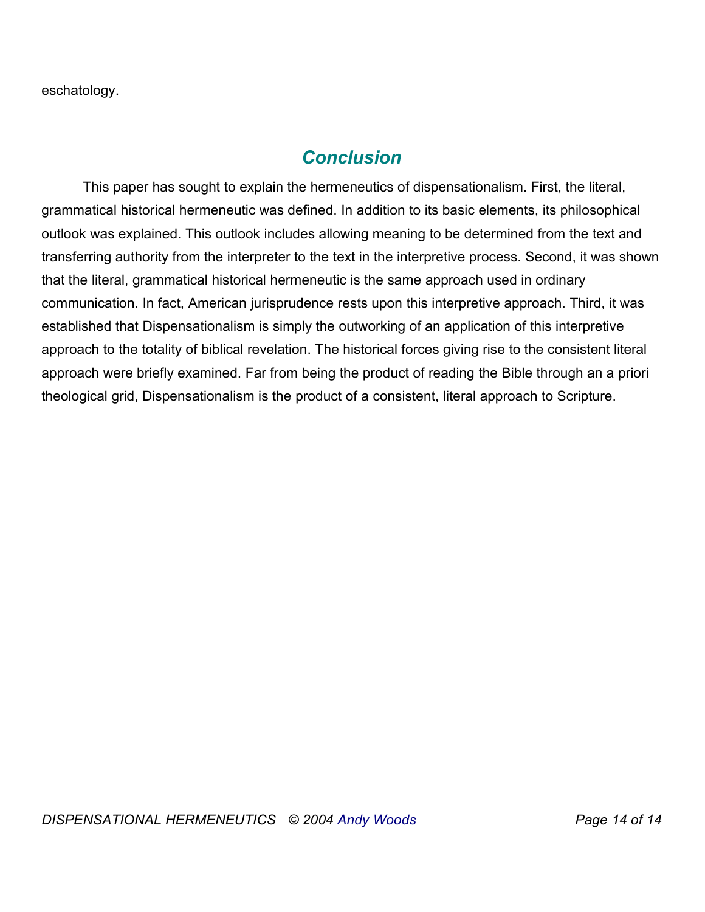eschatology.

## *Conclusion*

This paper has sought to explain the hermeneutics of dispensationalism. First, the literal, grammatical historical hermeneutic was defined. In addition to its basic elements, its philosophical outlook was explained. This outlook includes allowing meaning to be determined from the text and transferring authority from the interpreter to the text in the interpretive process. Second, it was shown that the literal, grammatical historical hermeneutic is the same approach used in ordinary communication. In fact, American jurisprudence rests upon this interpretive approach. Third, it was established that Dispensationalism is simply the outworking of an application of this interpretive approach to the totality of biblical revelation. The historical forces giving rise to the consistent literal approach were briefly examined. Far from being the product of reading the Bible through an a priori theological grid, Dispensationalism is the product of a consistent, literal approach to Scripture.